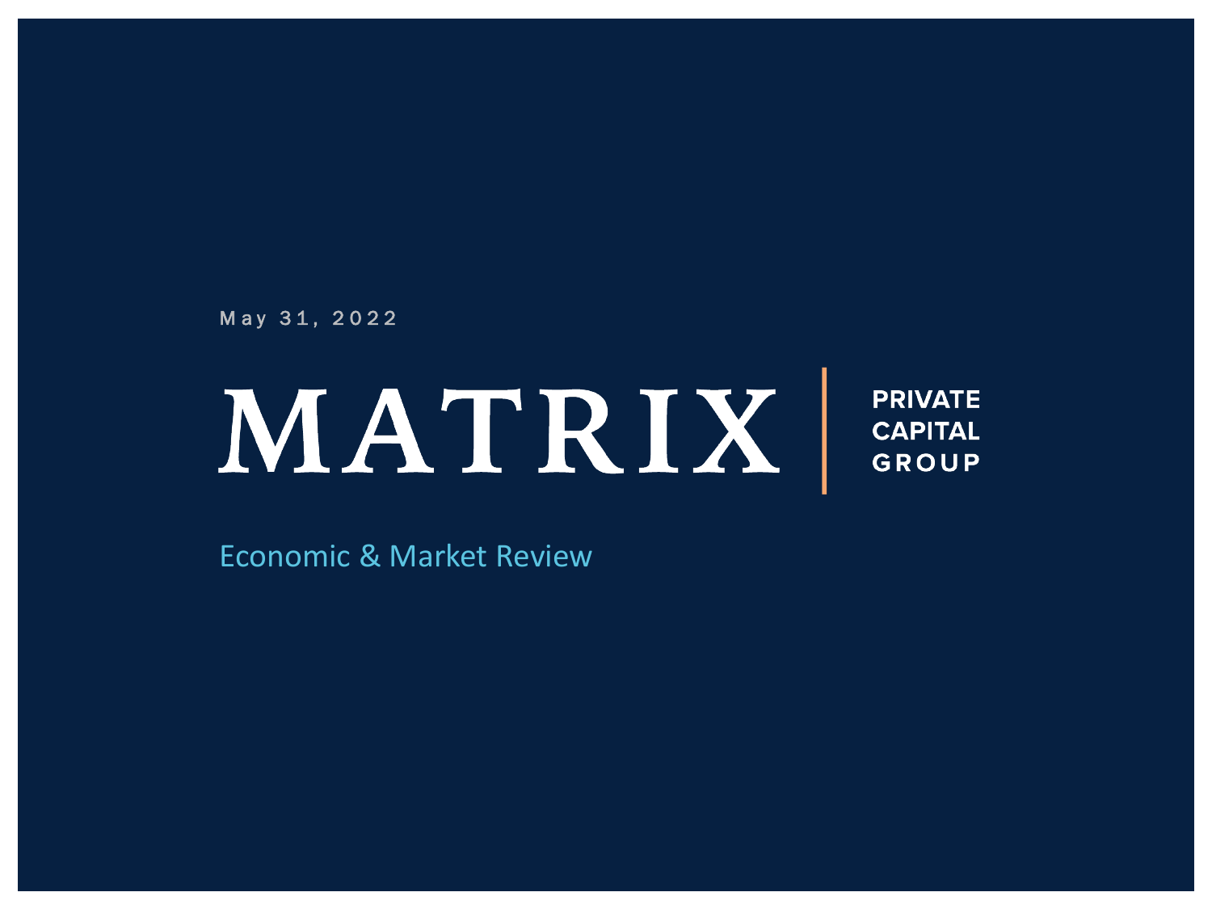May 31, 2022

# MATRIX | PRIVATE CAPITAL GROUP

## Economic & Market Review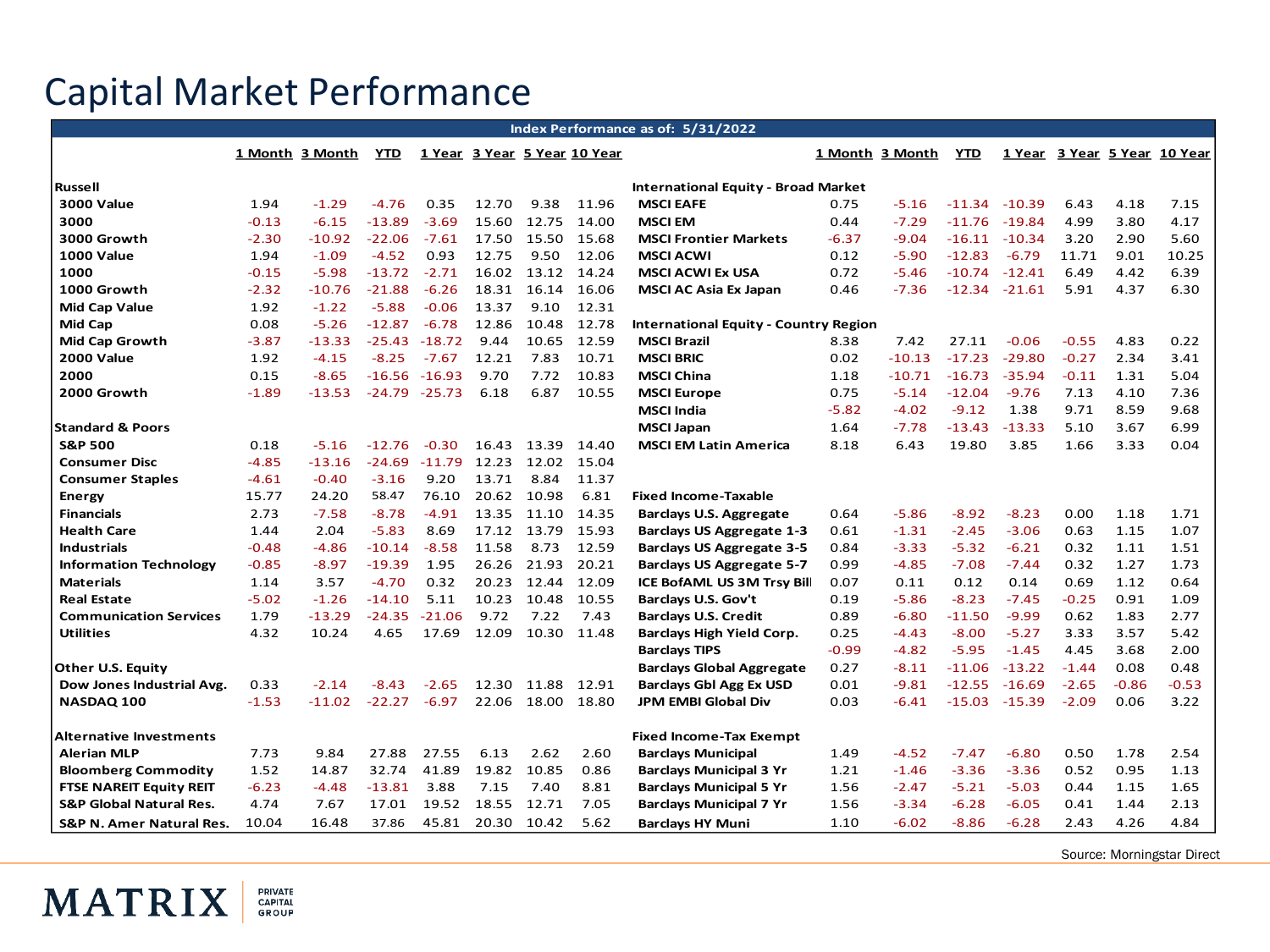# Capital Market Performance

**Index Performance as of: 5/31/2022**

| | 1 Month | 3 Month | YTD | 1 Year | 3 Year | 5 Year | 10 Year |
|---|---|---|---|---|---|---|---|
| **Russell** | | | | | | | |
| 3000 Value | 1.94 | -1.29 | -4.76 | 0.35 | 12.70 | 9.38 | 11.96 |
| 3000 | -0.13 | -6.15 | -13.89 | -3.69 | 15.60 | 12.75 | 14.00 |
| 3000 Growth | -2.30 | -10.92 | -22.06 | -7.61 | 17.50 | 15.50 | 15.68 |
| 1000 Value | 1.94 | -1.09 | -4.52 | 0.93 | 12.75 | 9.50 | 12.06 |
| 1000 | -0.15 | -5.98 | -13.72 | -2.71 | 16.02 | 13.12 | 14.24 |
| 1000 Growth | -2.32 | -10.76 | -21.88 | -6.26 | 18.31 | 16.14 | 16.06 |
| Mid Cap Value | 1.92 | -1.22 | -5.88 | -0.06 | 13.37 | 9.10 | 12.31 |
| Mid Cap | 0.08 | -5.26 | -12.87 | -6.78 | 12.86 | 10.48 | 12.78 |
| Mid Cap Growth | -3.87 | -13.33 | -25.43 | -18.72 | 9.44 | 10.65 | 12.59 |
| 2000 Value | 1.92 | -4.15 | -8.25 | -7.67 | 12.21 | 7.83 | 10.71 |
| 2000 | 0.15 | -8.65 | -16.56 | -16.93 | 9.70 | 7.72 | 10.83 |
| 2000 Growth | -1.89 | -13.53 | -24.79 | -25.73 | 6.18 | 6.87 | 10.55 |
| **Standard & Poors** | | | | | | | |
| S&P 500 | 0.18 | -5.16 | -12.76 | -0.30 | 16.43 | 13.39 | 14.40 |
| Consumer Disc | -4.85 | -13.16 | -24.69 | -11.79 | 12.23 | 12.02 | 15.04 |
| Consumer Staples | -4.61 | -0.40 | -3.16 | 9.20 | 13.71 | 8.84 | 11.37 |
| Energy | 15.77 | 24.20 | 58.47 | 76.10 | 20.62 | 10.98 | 6.81 |
| Financials | 2.73 | -7.58 | -8.78 | -4.91 | 13.35 | 11.10 | 14.35 |
| Health Care | 1.44 | 2.04 | -5.83 | 8.69 | 17.12 | 13.79 | 15.93 |
| Industrials | -0.48 | -4.86 | -10.14 | -8.58 | 11.58 | 8.73 | 12.59 |
| Information Technology | -0.85 | -8.97 | -19.39 | 1.95 | 26.26 | 21.93 | 20.21 |
| Materials | 1.14 | 3.57 | -4.70 | 0.32 | 20.23 | 12.44 | 12.09 |
| Real Estate | -5.02 | -1.26 | -14.10 | 5.11 | 10.23 | 10.48 | 10.55 |
| Communication Services | 1.79 | -13.29 | -24.35 | -21.06 | 9.72 | 7.22 | 7.43 |
| Utilities | 4.32 | 10.24 | 4.65 | 17.69 | 12.09 | 10.30 | 11.48 |
| **Other U.S. Equity** | | | | | | | |
| Dow Jones Industrial Avg. | 0.33 | -2.14 | -8.43 | -2.65 | 12.30 | 11.88 | 12.91 |
| NASDAQ 100 | -1.53 | -11.02 | -22.27 | -6.97 | 22.06 | 18.00 | 18.80 |
| **Alternative Investments** | | | | | | | |
| Alerian MLP | 7.73 | 9.84 | 27.88 | 27.55 | 6.13 | 2.62 | 2.60 |
| Bloomberg Commodity | 1.52 | 14.87 | 32.74 | 41.89 | 19.82 | 10.85 | 0.86 |
| FTSE NAREIT Equity REIT | -6.23 | -4.48 | -13.81 | 3.88 | 7.15 | 7.40 | 8.81 |
| S&P Global Natural Res. | 4.74 | 7.67 | 17.01 | 19.52 | 18.55 | 12.71 | 7.05 |
| S&P N. Amer Natural Res. | 10.04 | 16.48 | 37.86 | 45.81 | 20.30 | 10.42 | 5.62 |

| | 1 Month | 3 Month | YTD | 1 Year | 3 Year | 5 Year | 10 Year |
|---|---|---|---|---|---|---|---|
| **International Equity - Broad Market** | | | | | | | |
| MSCI EAFE | 0.75 | -5.16 | -11.34 | -10.39 | 6.43 | 4.18 | 7.15 |
| MSCI EM | 0.44 | -7.29 | -11.76 | -19.84 | 4.99 | 3.80 | 4.17 |
| MSCI Frontier Markets | -6.37 | -9.04 | -16.11 | -10.34 | 3.20 | 2.90 | 5.60 |
| MSCI ACWI | 0.12 | -5.90 | -12.83 | -6.79 | 11.71 | 9.01 | 10.25 |
| MSCI ACWI Ex USA | 0.72 | -5.46 | -10.74 | -12.41 | 6.49 | 4.42 | 6.39 |
| MSCI AC Asia Ex Japan | 0.46 | -7.36 | -12.34 | -21.61 | 5.91 | 4.37 | 6.30 |
| **International Equity - Country Region** | | | | | | | |
| MSCI Brazil | 8.38 | 7.42 | 27.11 | -0.06 | -0.55 | 4.83 | 0.22 |
| MSCI BRIC | 0.02 | -10.13 | -17.23 | -29.80 | -0.27 | 2.34 | 3.41 |
| MSCI China | 1.18 | -10.71 | -16.73 | -35.94 | -0.11 | 1.31 | 5.04 |
| MSCI Europe | 0.75 | -5.14 | -12.04 | -9.76 | 7.13 | 4.10 | 7.36 |
| MSCI India | -5.82 | -4.02 | -9.12 | 1.38 | 9.71 | 8.59 | 9.68 |
| MSCI Japan | 1.64 | -7.78 | -13.43 | -13.33 | 5.10 | 3.67 | 6.99 |
| MSCI EM Latin America | 8.18 | 6.43 | 19.80 | 3.85 | 1.66 | 3.33 | 0.04 |
| **Fixed Income-Taxable** | | | | | | | |
| Barclays U.S. Aggregate | 0.64 | -5.86 | -8.92 | -8.23 | 0.00 | 1.18 | 1.71 |
| Barclays US Aggregate 1-3 | 0.61 | -1.31 | -2.45 | -3.06 | 0.63 | 1.15 | 1.07 |
| Barclays US Aggregate 3-5 | 0.84 | -3.33 | -5.32 | -6.21 | 0.32 | 1.11 | 1.51 |
| Barclays US Aggregate 5-7 | 0.99 | -4.85 | -7.08 | -7.44 | 0.32 | 1.27 | 1.73 |
| ICE BofAML US 3M Trsy Bill | 0.07 | 0.11 | 0.12 | 0.14 | 0.69 | 1.12 | 0.64 |
| Barclays U.S. Gov't | 0.19 | -5.86 | -8.23 | -7.45 | -0.25 | 0.91 | 1.09 |
| Barclays U.S. Credit | 0.89 | -6.80 | -11.50 | -9.99 | 0.62 | 1.83 | 2.77 |
| Barclays High Yield Corp. | 0.25 | -4.43 | -8.00 | -5.27 | 3.33 | 3.57 | 5.42 |
| Barclays TIPS | -0.99 | -4.82 | -5.95 | -1.45 | 4.45 | 3.68 | 2.00 |
| Barclays Global Aggregate | 0.27 | -8.11 | -11.06 | -13.22 | -1.44 | 0.08 | 0.48 |
| Barclays Gbl Agg Ex USD | 0.01 | -9.81 | -12.55 | -16.69 | -2.65 | -0.86 | -0.53 |
| JPM EMBI Global Div | 0.03 | -6.41 | -15.03 | -15.39 | -2.09 | 0.06 | 3.22 |
| **Fixed Income-Tax Exempt** | | | | | | | |
| Barclays Municipal | 1.49 | -4.52 | -7.47 | -6.80 | 0.50 | 1.78 | 2.54 |
| Barclays Municipal 3 Yr | 1.21 | -1.46 | -3.36 | -3.36 | 0.52 | 0.95 | 1.13 |
| Barclays Municipal 5 Yr | 1.56 | -2.47 | -5.21 | -5.03 | 0.44 | 1.15 | 1.65 |
| Barclays Municipal 7 Yr | 1.56 | -3.34 | -6.28 | -6.05 | 0.41 | 1.44 | 2.13 |
| Barclays HY Muni | 1.10 | -6.02 | -8.86 | -6.28 | 2.43 | 4.26 | 4.84 |

Source: Morningstar Direct

MATRIX PRIVATE CAPITAL GROUP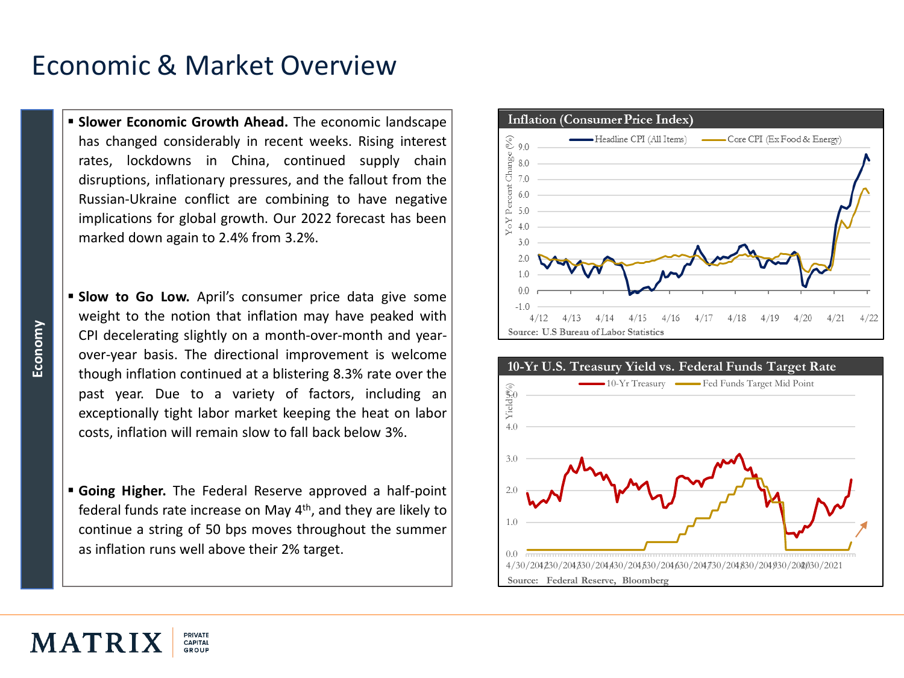# Economic & Market Overview

**Economy**

- **Slower Economic Growth Ahead.** The economic landscape has changed considerably in recent weeks. Rising interest rates, lockdowns in China, continued supply chain disruptions, inflationary pressures, and the fallout from the Russian-Ukraine conflict are combining to have negative implications for global growth. Our 2022 forecast has been marked down again to 2.4% from 3.2%.

- **Slow to Go Low.** April's consumer price data give some weight to the notion that inflation may have peaked with CPI decelerating slightly on a month-over-month and year-over-year basis. The directional improvement is welcome though inflation continued at a blistering 8.3% rate over the past year. Due to a variety of factors, including an exceptionally tight labor market keeping the heat on labor costs, inflation will remain slow to fall back below 3%.

- **Going Higher.** The Federal Reserve approved a half-point federal funds rate increase on May 4th, and they are likely to continue a string of 50 bps moves throughout the summer as inflation runs well above their 2% target.

**Inflation (Consumer Price Index)**

Headline CPI (All Items) — Core CPI (Ex Food & Energy)

Source: U.S Bureau of Labor Statistics

**10-Yr U.S. Treasury Yield vs. Federal Funds Target Rate**

10-Yr Treasury — Fed Funds Target Mid Point

Source: Federal Reserve, Bloomberg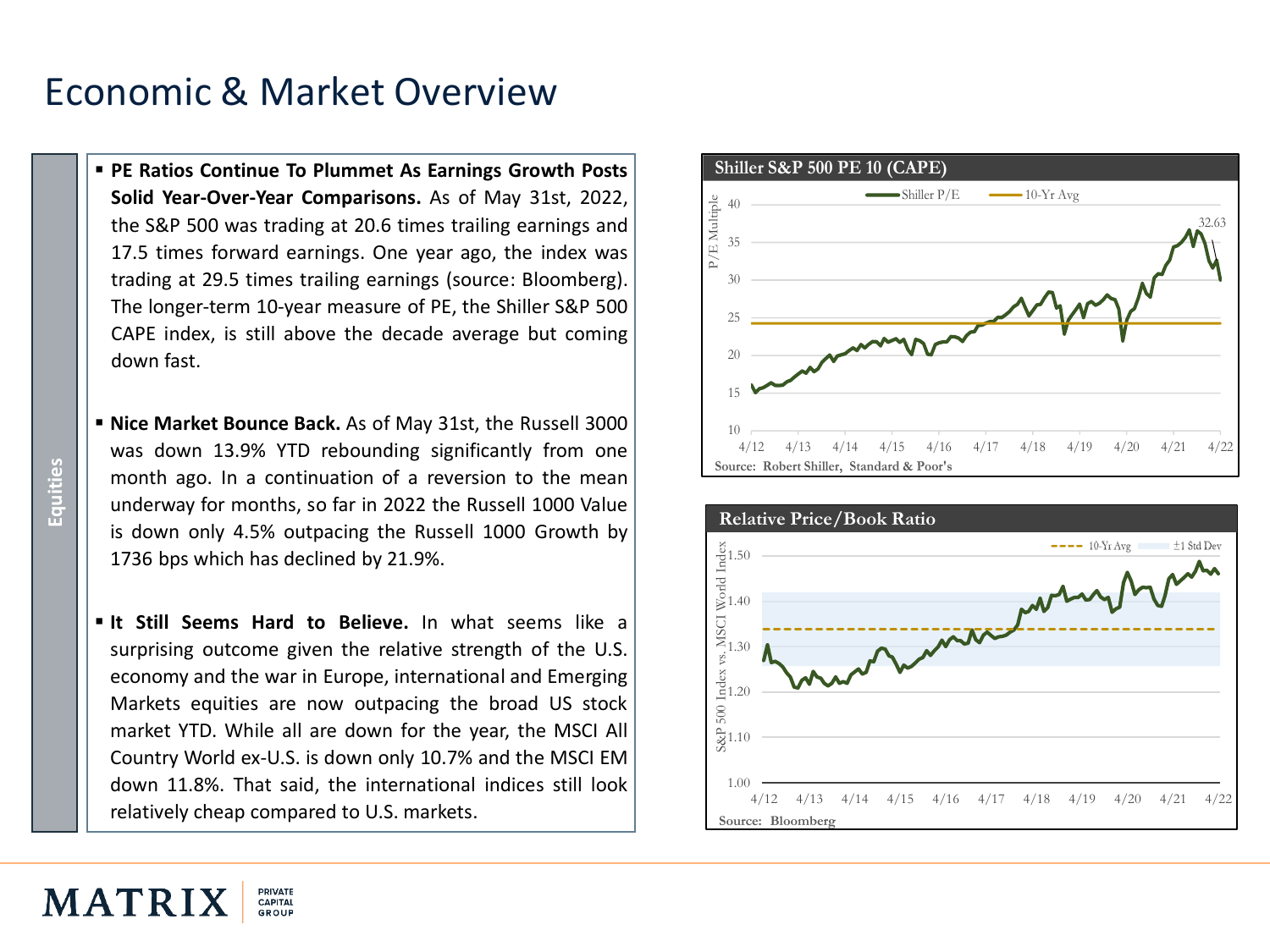# Economic & Market Overview

**Equities**

- **PE Ratios Continue To Plummet As Earnings Growth Posts Solid Year-Over-Year Comparisons.** As of May 31st, 2022, the S&P 500 was trading at 20.6 times trailing earnings and 17.5 times forward earnings. One year ago, the index was trading at 29.5 times trailing earnings (source: Bloomberg). The longer-term 10-year measure of PE, the Shiller S&P 500 CAPE index, is still above the decade average but coming down fast.

- **Nice Market Bounce Back.** As of May 31st, the Russell 3000 was down 13.9% YTD rebounding significantly from one month ago. In a continuation of a reversion to the mean underway for months, so far in 2022 the Russell 1000 Value is down only 4.5% outpacing the Russell 1000 Growth by 1736 bps which has declined by 21.9%.

- **It Still Seems Hard to Believe.** In what seems like a surprising outcome given the relative strength of the U.S. economy and the war in Europe, international and Emerging Markets equities are now outpacing the broad US stock market YTD. While all are down for the year, the MSCI All Country World ex-U.S. is down only 10.7% and the MSCI EM down 11.8%. That said, the international indices still look relatively cheap compared to U.S. markets.

**Shiller S&P 500 PE 10 (CAPE)**

Source: Robert Shiller, Standard & Poor's

**Relative Price/Book Ratio**

Source: Bloomberg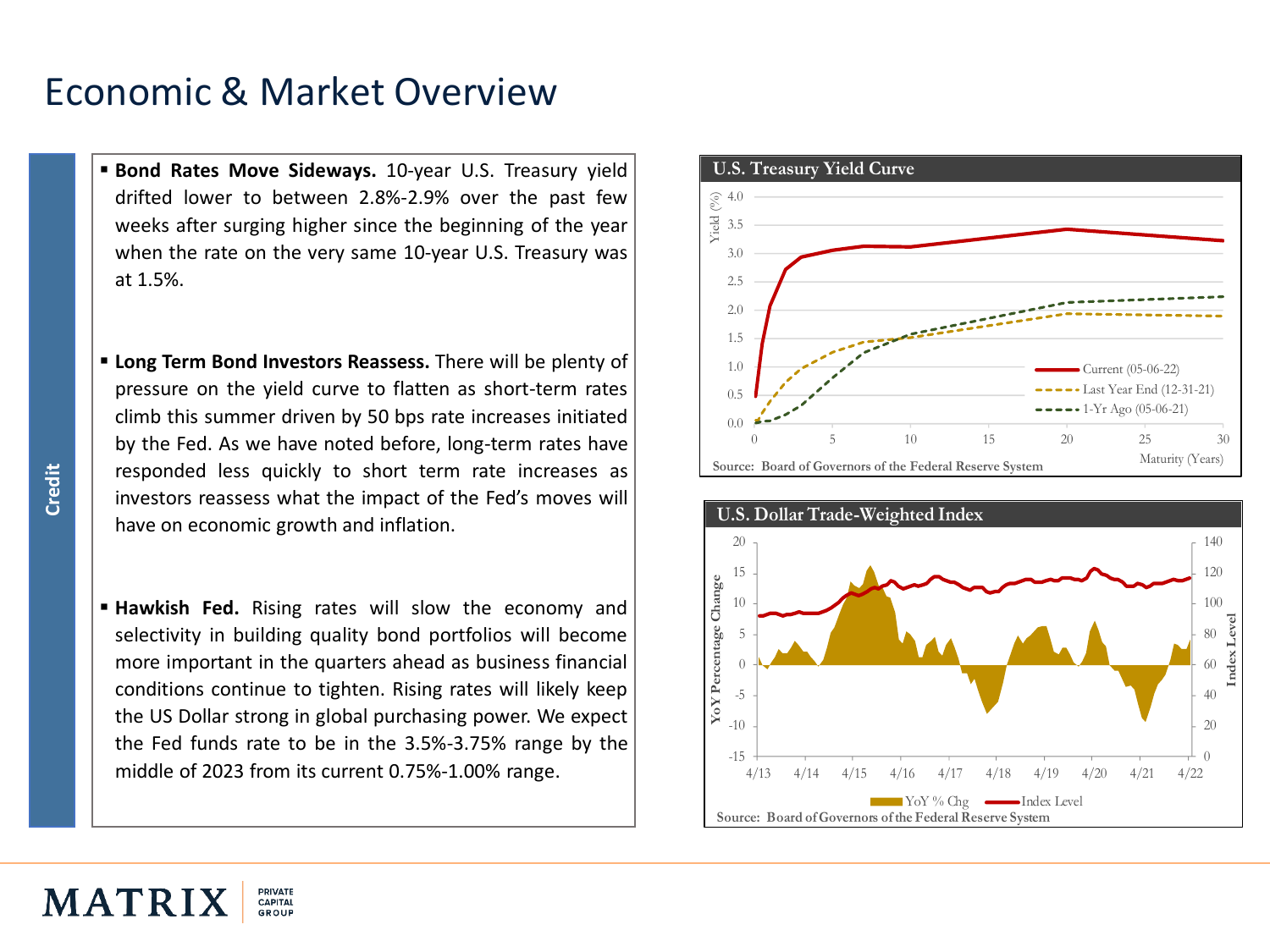# Economic & Market Overview

**Credit**

- **Bond Rates Move Sideways.** 10-year U.S. Treasury yield drifted lower to between 2.8%-2.9% over the past few weeks after surging higher since the beginning of the year when the rate on the very same 10-year U.S. Treasury was at 1.5%.

- **Long Term Bond Investors Reassess.** There will be plenty of pressure on the yield curve to flatten as short-term rates climb this summer driven by 50 bps rate increases initiated by the Fed. As we have noted before, long-term rates have responded less quickly to short term rate increases as investors reassess what the impact of the Fed's moves will have on economic growth and inflation.

- **Hawkish Fed.** Rising rates will slow the economy and selectivity in building quality bond portfolios will become more important in the quarters ahead as business financial conditions continue to tighten. Rising rates will likely keep the US Dollar strong in global purchasing power. We expect the Fed funds rate to be in the 3.5%-3.75% range by the middle of 2023 from its current 0.75%-1.00% range.

**U.S. Treasury Yield Curve**

Current (05-06-22); Last Year End (12-31-21); 1-Yr Ago (05-06-21)

Source: Board of Governors of the Federal Reserve System

**U.S. Dollar Trade-Weighted Index**

YoY % Chg; Index Level

Source: Board of Governors of the Federal Reserve System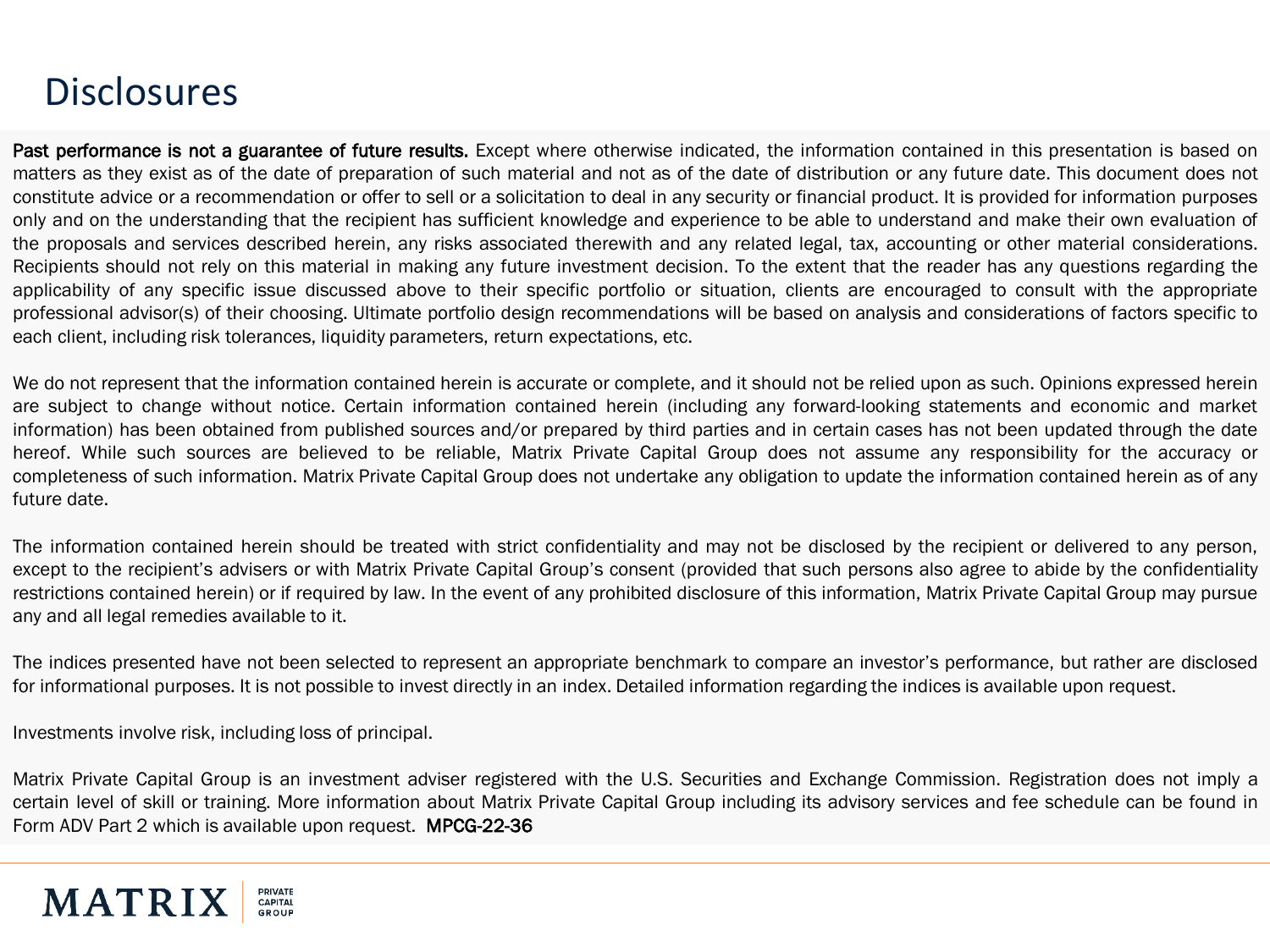# Disclosures

**Past performance is not a guarantee of future results.** Except where otherwise indicated, the information contained in this presentation is based on matters as they exist as of the date of preparation of such material and not as of the date of distribution or any future date. This document does not constitute advice or a recommendation or offer to sell or a solicitation to deal in any security or financial product. It is provided for information purposes only and on the understanding that the recipient has sufficient knowledge and experience to be able to understand and make their own evaluation of the proposals and services described herein, any risks associated therewith and any related legal, tax, accounting or other material considerations. Recipients should not rely on this material in making any future investment decision. To the extent that the reader has any questions regarding the applicability of any specific issue discussed above to their specific portfolio or situation, clients are encouraged to consult with the appropriate professional advisor(s) of their choosing. Ultimate portfolio design recommendations will be based on analysis and considerations of factors specific to each client, including risk tolerances, liquidity parameters, return expectations, etc.

We do not represent that the information contained herein is accurate or complete, and it should not be relied upon as such. Opinions expressed herein are subject to change without notice. Certain information contained herein (including any forward-looking statements and economic and market information) has been obtained from published sources and/or prepared by third parties and in certain cases has not been updated through the date hereof. While such sources are believed to be reliable, Matrix Private Capital Group does not assume any responsibility for the accuracy or completeness of such information. Matrix Private Capital Group does not undertake any obligation to update the information contained herein as of any future date.

The information contained herein should be treated with strict confidentiality and may not be disclosed by the recipient or delivered to any person, except to the recipient's advisers or with Matrix Private Capital Group's consent (provided that such persons also agree to abide by the confidentiality restrictions contained herein) or if required by law. In the event of any prohibited disclosure of this information, Matrix Private Capital Group may pursue any and all legal remedies available to it.

The indices presented have not been selected to represent an appropriate benchmark to compare an investor's performance, but rather are disclosed for informational purposes. It is not possible to invest directly in an index. Detailed information regarding the indices is available upon request.

Investments involve risk, including loss of principal.

Matrix Private Capital Group is an investment adviser registered with the U.S. Securities and Exchange Commission. Registration does not imply a certain level of skill or training. More information about Matrix Private Capital Group including its advisory services and fee schedule can be found in Form ADV Part 2 which is available upon request. **MPCG-22-36**

MATRIX PRIVATE CAPITAL GROUP